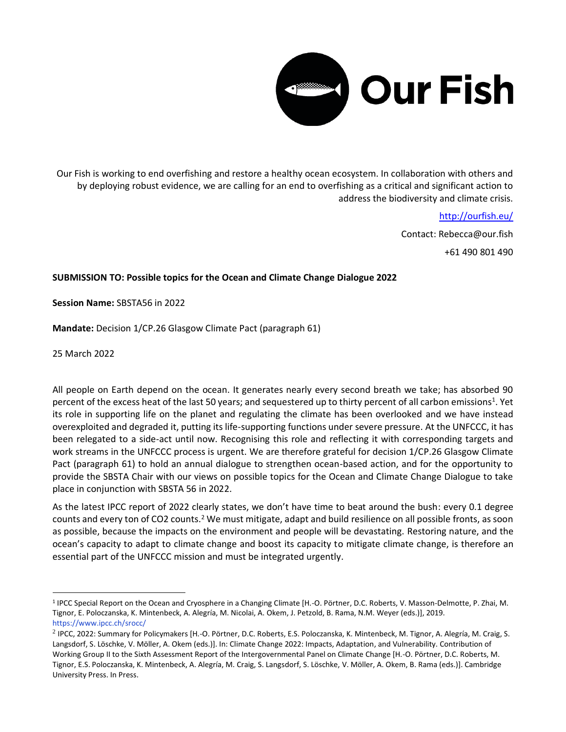Our Fish

Our Fish is working to end overfishing and restore a healthy ocean ecosystem. In collaboration with others and by deploying robust evidence, we are calling for an end to overfishing as a critical and significant action to address the biodiversity and climate crisis.

http://ourfish.eu/

Contact: Rebecca@our.fish

+61 490 801 490

**SUBMISSION TO: Possible topics for the Ocean and Climate Change Dialogue 2022**

**Session Name:** SBSTA56 in 2022

**Mandate:** Decision 1/CP.26 Glasgow Climate Pact (paragraph 61)

25 March 2022

All people on Earth depend on the ocean. It generates nearly every second breath we take; has absorbed 90 percent of the excess heat of the last 50 years; and sequestered up to thirty percent of all carbon emissions[1]. Yet its role in supporting life on the planet and regulating the climate has been overlooked and we have instead overexploited and degraded it, putting its life-supporting functions under severe pressure. At the UNFCCC, it has been relegated to a side-act until now. Recognising this role and reflecting it with corresponding targets and work streams in the UNFCCC process is urgent. We are therefore grateful for decision 1/CP.26 Glasgow Climate Pact (paragraph 61) to hold an annual dialogue to strengthen ocean-based action, and for the opportunity to provide the SBSTA Chair with our views on possible topics for the Ocean and Climate Change Dialogue to take place in conjunction with SBSTA 56 in 2022.

As the latest IPCC report of 2022 clearly states, we don't have time to beat around the bush: every 0.1 degree counts and every ton of $CO_2$ counts.[2] We must mitigate, adapt and build resilience on all possible fronts, as soon as possible, because the impacts on the environment and people will be devastating. Restoring nature, and the ocean's capacity to adapt to climate change and boost its capacity to mitigate climate change, is therefore an essential part of the UNFCCC mission and must be integrated urgently.

---

[1] IPCC Special Report on the Ocean and Cryosphere in a Changing Climate [H.-O. Pörtner, D.C. Roberts, V. Masson-Delmotte, P. Zhai, M. Tignor, E. Poloczanska, K. Mintenbeck, A. Alegría, M. Nicolai, A. Okem, J. Petzold, B. Rama, N.M. Weyer (eds.)], 2019. https://www.ipcc.ch/srocc/

[2] IPCC, 2022: Summary for Policymakers [H.-O. Pörtner, D.C. Roberts, E.S. Poloczanska, K. Mintenbeck, M. Tignor, A. Alegría, M. Craig, S. Langsdorf, S. Löschke, V. Möller, A. Okem (eds.)]. In: Climate Change 2022: Impacts, Adaptation, and Vulnerability. Contribution of Working Group II to the Sixth Assessment Report of the Intergovernmental Panel on Climate Change [H.-O. Pörtner, D.C. Roberts, M. Tignor, E.S. Poloczanska, K. Mintenbeck, A. Alegría, M. Craig, S. Langsdorf, S. Löschke, V. Möller, A. Okem, B. Rama (eds.)]. Cambridge University Press. In Press.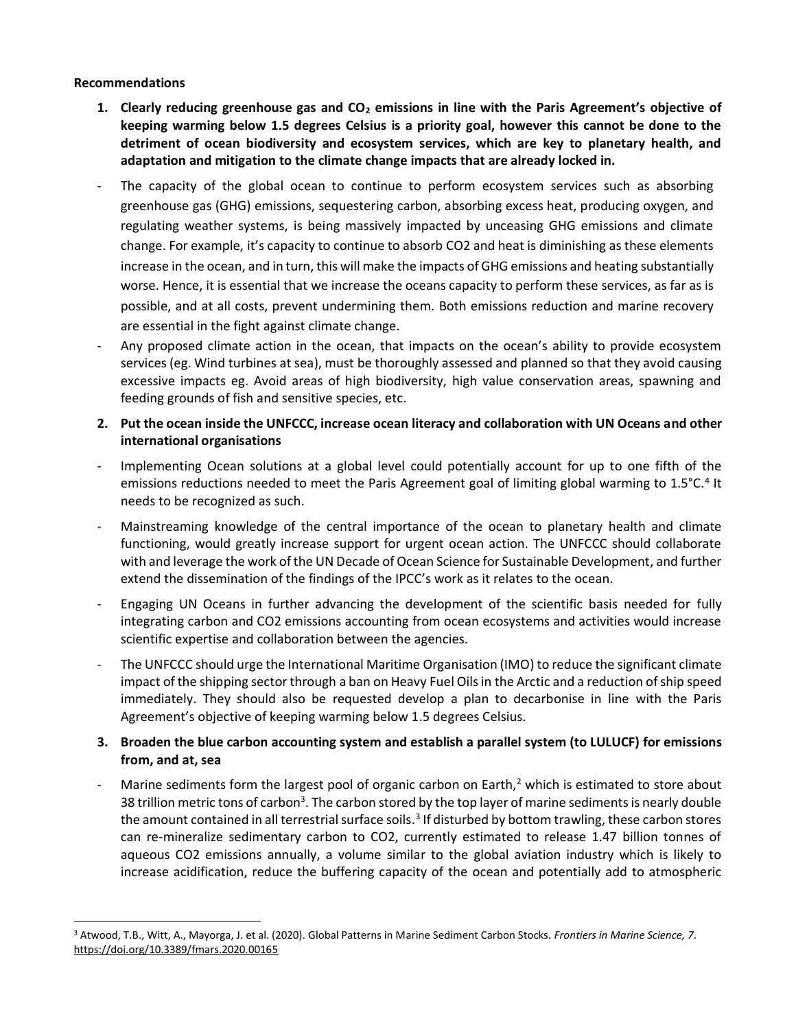**Recommendations**

1. **Clearly reducing greenhouse gas and $CO_2$ emissions in line with the Paris Agreement's objective of keeping warming below 1.5 degrees Celsius is a priority goal, however this cannot be done to the detriment of ocean biodiversity and ecosystem services, which are key to planetary health, and adaptation and mitigation to the climate change impacts that are already locked in.**

- The capacity of the global ocean to continue to perform ecosystem services such as absorbing greenhouse gas (GHG) emissions, sequestering carbon, absorbing excess heat, producing oxygen, and regulating weather systems, is being massively impacted by unceasing GHG emissions and climate change. For example, it's capacity to continue to absorb CO2 and heat is diminishing as these elements increase in the ocean, and in turn, this will make the impacts of GHG emissions and heating substantially worse. Hence, it is essential that we increase the oceans capacity to perform these services, as far as is possible, and at all costs, prevent undermining them. Both emissions reduction and marine recovery are essential in the fight against climate change.
- Any proposed climate action in the ocean, that impacts on the ocean's ability to provide ecosystem services (eg. Wind turbines at sea), must be thoroughly assessed and planned so that they avoid causing excessive impacts eg. Avoid areas of high biodiversity, high value conservation areas, spawning and feeding grounds of fish and sensitive species, etc.

2. **Put the ocean inside the UNFCCC, increase ocean literacy and collaboration with UN Oceans and other international organisations**

- Implementing Ocean solutions at a global level could potentially account for up to one fifth of the emissions reductions needed to meet the Paris Agreement goal of limiting global warming to 1.5°C.[4] It needs to be recognized as such.
- Mainstreaming knowledge of the central importance of the ocean to planetary health and climate functioning, would greatly increase support for urgent ocean action. The UNFCCC should collaborate with and leverage the work of the UN Decade of Ocean Science for Sustainable Development, and further extend the dissemination of the findings of the IPCC's work as it relates to the ocean.
- Engaging UN Oceans in further advancing the development of the scientific basis needed for fully integrating carbon and CO2 emissions accounting from ocean ecosystems and activities would increase scientific expertise and collaboration between the agencies.
- The UNFCCC should urge the International Maritime Organisation (IMO) to reduce the significant climate impact of the shipping sector through a ban on Heavy Fuel Oils in the Arctic and a reduction of ship speed immediately. They should also be requested develop a plan to decarbonise in line with the Paris Agreement's objective of keeping warming below 1.5 degrees Celsius.

3. **Broaden the blue carbon accounting system and establish a parallel system (to LULUCF) for emissions from, and at, sea**

- Marine sediments form the largest pool of organic carbon on Earth,[2] which is estimated to store about 38 trillion metric tons of carbon[3]. The carbon stored by the top layer of marine sediments is nearly double the amount contained in all terrestrial surface soils.[3] If disturbed by bottom trawling, these carbon stores can re-mineralize sedimentary carbon to CO2, currently estimated to release 1.47 billion tonnes of aqueous CO2 emissions annually, a volume similar to the global aviation industry which is likely to increase acidification, reduce the buffering capacity of the ocean and potentially add to atmospheric

[3] Atwood, T.B., Witt, A., Mayorga, J. et al. (2020). Global Patterns in Marine Sediment Carbon Stocks. *Frontiers in Marine Science, 7*. https://doi.org/10.3389/fmars.2020.00165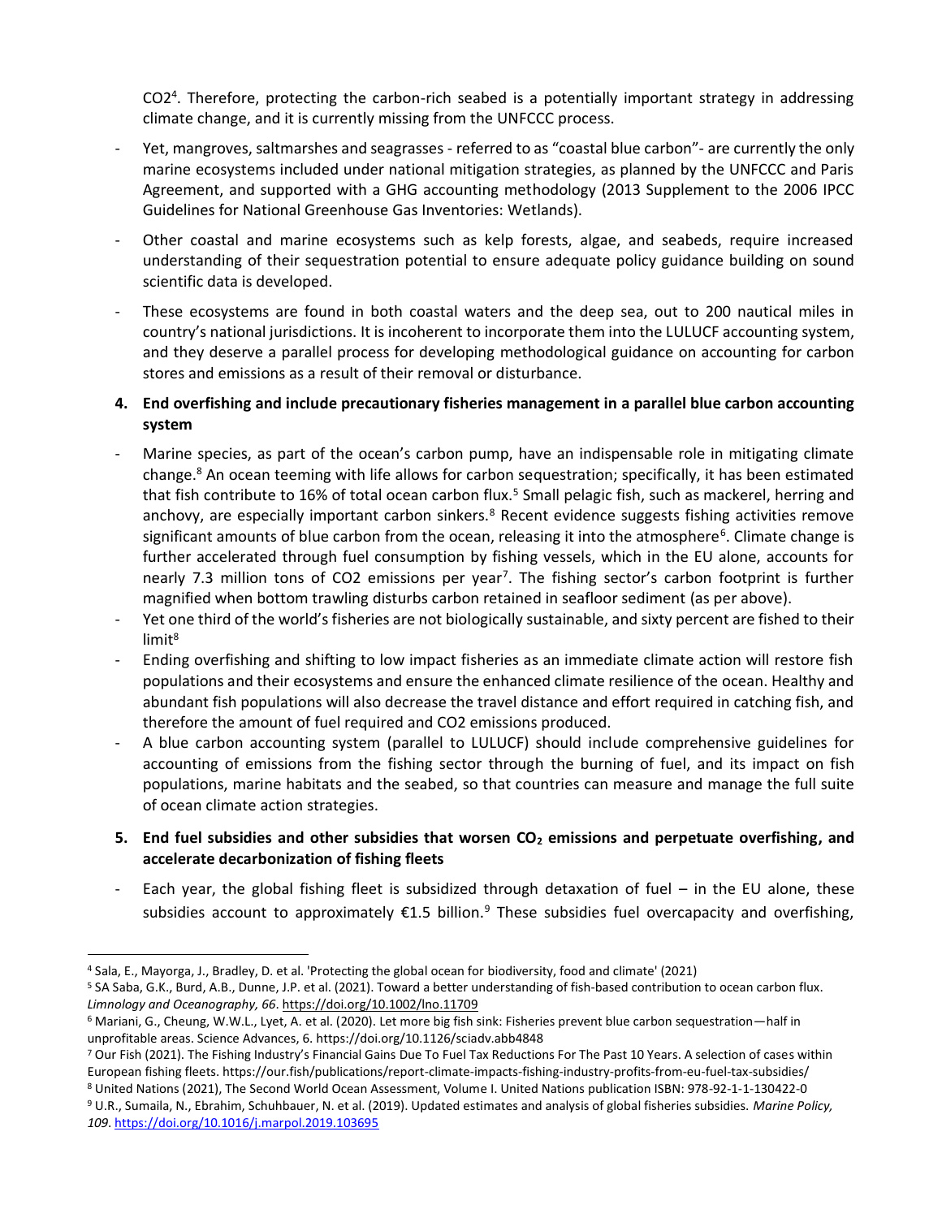$CO_2$[4]. Therefore, protecting the carbon-rich seabed is a potentially important strategy in addressing climate change, and it is currently missing from the UNFCCC process.

- Yet, mangroves, saltmarshes and seagrasses - referred to as "coastal blue carbon"- are currently the only marine ecosystems included under national mitigation strategies, as planned by the UNFCCC and Paris Agreement, and supported with a GHG accounting methodology (2013 Supplement to the 2006 IPCC Guidelines for National Greenhouse Gas Inventories: Wetlands).
- Other coastal and marine ecosystems such as kelp forests, algae, and seabeds, require increased understanding of their sequestration potential to ensure adequate policy guidance building on sound scientific data is developed.
- These ecosystems are found in both coastal waters and the deep sea, out to 200 nautical miles in country's national jurisdictions. It is incoherent to incorporate them into the LULUCF accounting system, and they deserve a parallel process for developing methodological guidance on accounting for carbon stores and emissions as a result of their removal or disturbance.

**4. End overfishing and include precautionary fisheries management in a parallel blue carbon accounting system**

- Marine species, as part of the ocean's carbon pump, have an indispensable role in mitigating climate change.[8] An ocean teeming with life allows for carbon sequestration; specifically, it has been estimated that fish contribute to 16% of total ocean carbon flux.[5] Small pelagic fish, such as mackerel, herring and anchovy, are especially important carbon sinkers.[8] Recent evidence suggests fishing activities remove significant amounts of blue carbon from the ocean, releasing it into the atmosphere[6]. Climate change is further accelerated through fuel consumption by fishing vessels, which in the EU alone, accounts for nearly 7.3 million tons of $CO_2$ emissions per year[7]. The fishing sector's carbon footprint is further magnified when bottom trawling disturbs carbon retained in seafloor sediment (as per above).
- Yet one third of the world's fisheries are not biologically sustainable, and sixty percent are fished to their limit[8]
- Ending overfishing and shifting to low impact fisheries as an immediate climate action will restore fish populations and their ecosystems and ensure the enhanced climate resilience of the ocean. Healthy and abundant fish populations will also decrease the travel distance and effort required in catching fish, and therefore the amount of fuel required and $CO_2$ emissions produced.
- A blue carbon accounting system (parallel to LULUCF) should include comprehensive guidelines for accounting of emissions from the fishing sector through the burning of fuel, and its impact on fish populations, marine habitats and the seabed, so that countries can measure and manage the full suite of ocean climate action strategies.

**5. End fuel subsidies and other subsidies that worsen $CO_2$ emissions and perpetuate overfishing, and accelerate decarbonization of fishing fleets**

- Each year, the global fishing fleet is subsidized through detaxation of fuel – in the EU alone, these subsidies account to approximately €1.5 billion.[9] These subsidies fuel overcapacity and overfishing,

---

[4] Sala, E., Mayorga, J., Bradley, D. et al. 'Protecting the global ocean for biodiversity, food and climate' (2021)

[5] SA Saba, G.K., Burd, A.B., Dunne, J.P. et al. (2021). Toward a better understanding of fish-based contribution to ocean carbon flux. *Limnology and Oceanography, 66*. https://doi.org/10.1002/lno.11709

[6] Mariani, G., Cheung, W.W.L., Lyet, A. et al. (2020). Let more big fish sink: Fisheries prevent blue carbon sequestration—half in unprofitable areas. Science Advances, 6. https://doi.org/10.1126/sciadv.abb4848

[7] Our Fish (2021). The Fishing Industry's Financial Gains Due To Fuel Tax Reductions For The Past 10 Years. A selection of cases within European fishing fleets. https://our.fish/publications/report-climate-impacts-fishing-industry-profits-from-eu-fuel-tax-subsidies/

[8] United Nations (2021), The Second World Ocean Assessment, Volume I. United Nations publication ISBN: 978-92-1-1-130422-0

[9] U.R., Sumaila, N., Ebrahim, Schuhbauer, N. et al. (2019). Updated estimates and analysis of global fisheries subsidies. *Marine Policy, 109*. https://doi.org/10.1016/j.marpol.2019.103695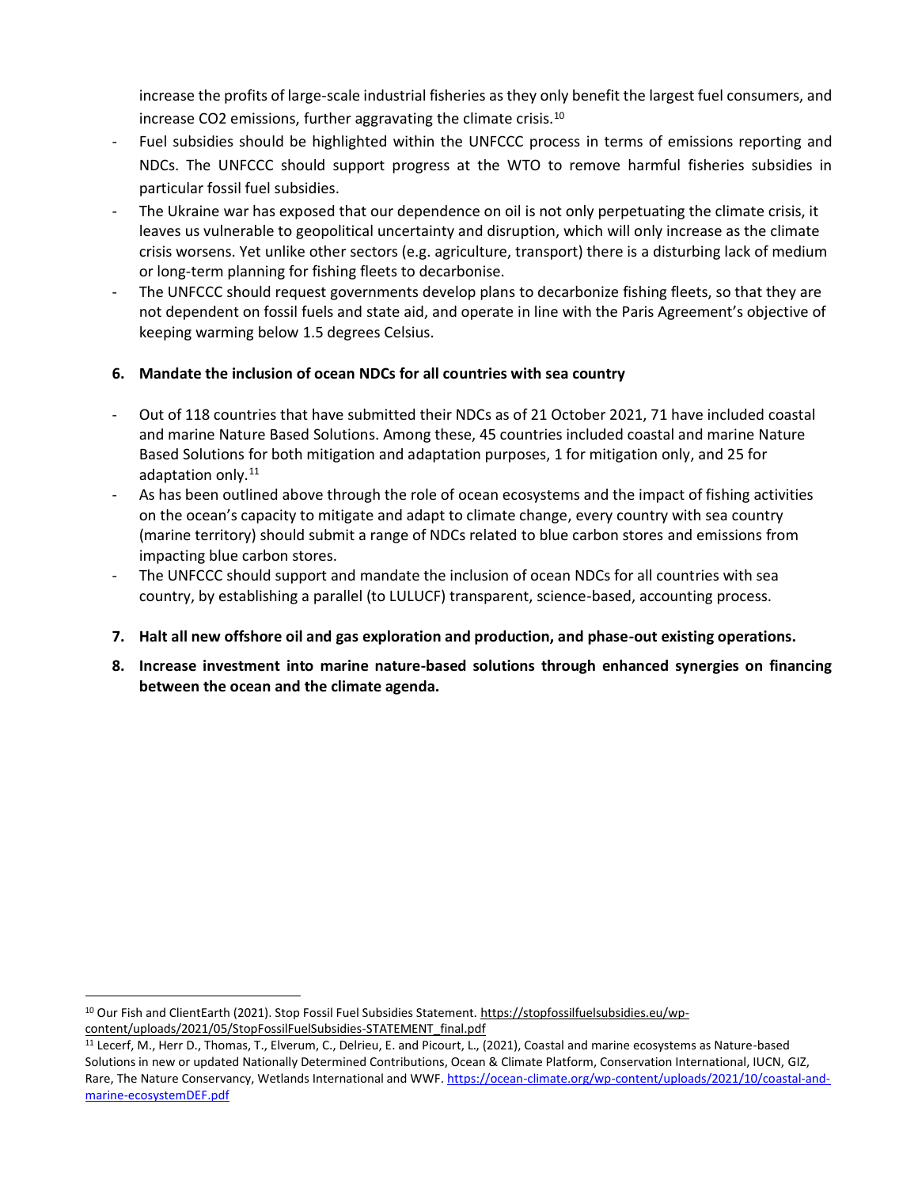increase the profits of large-scale industrial fisheries as they only benefit the largest fuel consumers, and increase CO2 emissions, further aggravating the climate crisis.[10]

- Fuel subsidies should be highlighted within the UNFCCC process in terms of emissions reporting and NDCs. The UNFCCC should support progress at the WTO to remove harmful fisheries subsidies in particular fossil fuel subsidies.
- The Ukraine war has exposed that our dependence on oil is not only perpetuating the climate crisis, it leaves us vulnerable to geopolitical uncertainty and disruption, which will only increase as the climate crisis worsens. Yet unlike other sectors (e.g. agriculture, transport) there is a disturbing lack of medium or long-term planning for fishing fleets to decarbonise.
- The UNFCCC should request governments develop plans to decarbonize fishing fleets, so that they are not dependent on fossil fuels and state aid, and operate in line with the Paris Agreement's objective of keeping warming below 1.5 degrees Celsius.

**6. Mandate the inclusion of ocean NDCs for all countries with sea country**

- Out of 118 countries that have submitted their NDCs as of 21 October 2021, 71 have included coastal and marine Nature Based Solutions. Among these, 45 countries included coastal and marine Nature Based Solutions for both mitigation and adaptation purposes, 1 for mitigation only, and 25 for adaptation only.[11]
- As has been outlined above through the role of ocean ecosystems and the impact of fishing activities on the ocean's capacity to mitigate and adapt to climate change, every country with sea country (marine territory) should submit a range of NDCs related to blue carbon stores and emissions from impacting blue carbon stores.
- The UNFCCC should support and mandate the inclusion of ocean NDCs for all countries with sea country, by establishing a parallel (to LULUCF) transparent, science-based, accounting process.

**7. Halt all new offshore oil and gas exploration and production, and phase-out existing operations.**

**8. Increase investment into marine nature-based solutions through enhanced synergies on financing between the ocean and the climate agenda.**

---

[10] Our Fish and ClientEarth (2021). Stop Fossil Fuel Subsidies Statement. https://stopfossilfuelsubsidies.eu/wp-content/uploads/2021/05/StopFossilFuelSubsidies-STATEMENT_final.pdf

[11] Lecerf, M., Herr D., Thomas, T., Elverum, C., Delrieu, E. and Picourt, L., (2021), Coastal and marine ecosystems as Nature-based Solutions in new or updated Nationally Determined Contributions, Ocean & Climate Platform, Conservation International, IUCN, GIZ, Rare, The Nature Conservancy, Wetlands International and WWF. https://ocean-climate.org/wp-content/uploads/2021/10/coastal-and-marine-ecosystemDEF.pdf